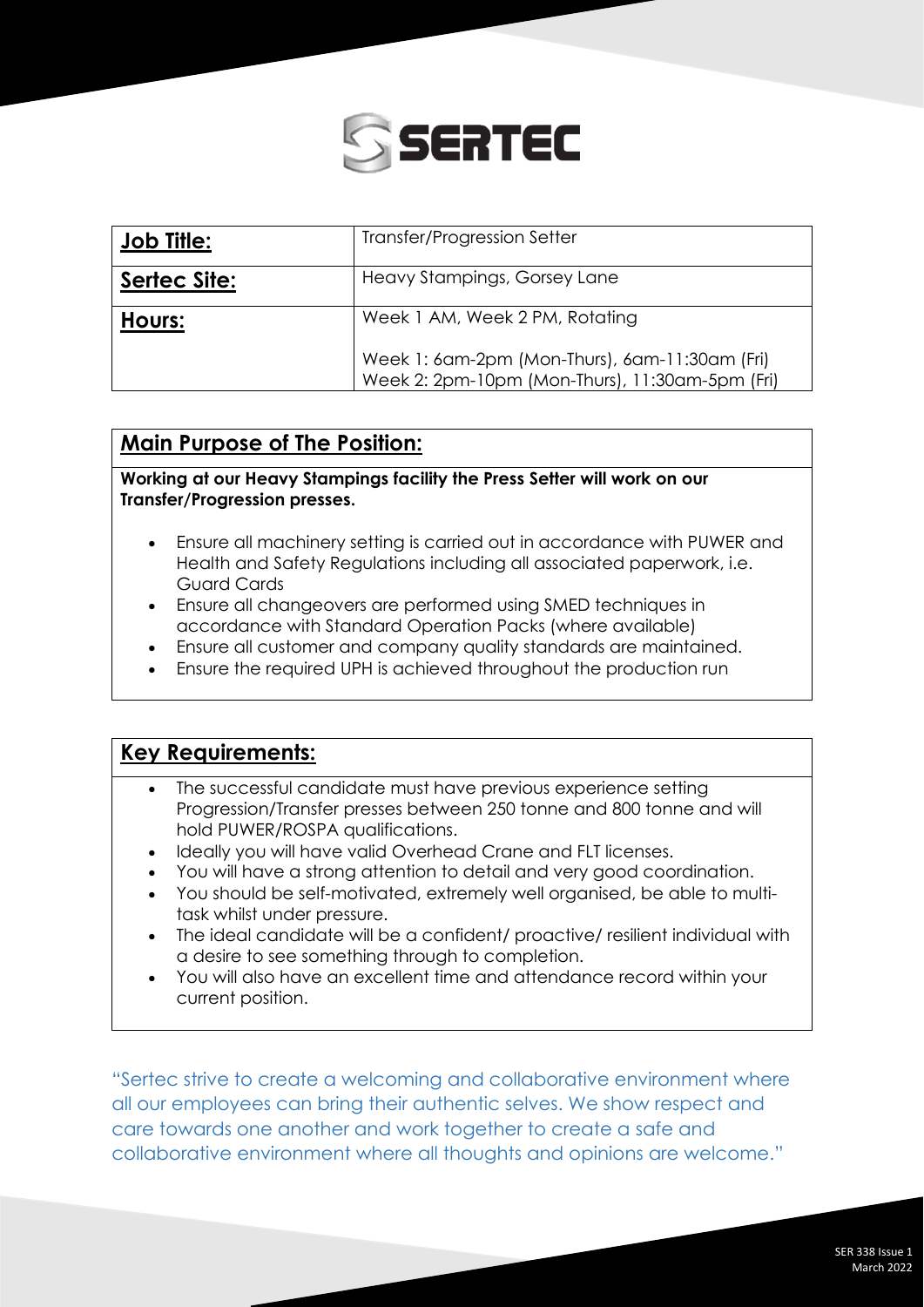# SERTEC

| Job Title: | Transfer/Progression Setter |
| --- | --- |
| Sertec Site: | Heavy Stampings, Gorsey Lane |
| Hours: | Week 1 AM, Week 2 PM, Rotating<br><br>Week 1: 6am-2pm (Mon-Thurs), 6am-11:30am (Fri)<br>Week 2: 2pm-10pm (Mon-Thurs), 11:30am-5pm (Fri) |

## Main Purpose of The Position:

**Working at our Heavy Stampings facility the Press Setter will work on our Transfer/Progression presses.**

- Ensure all machinery setting is carried out in accordance with PUWER and Health and Safety Regulations including all associated paperwork, i.e. Guard Cards
- Ensure all changeovers are performed using SMED techniques in accordance with Standard Operation Packs (where available)
- Ensure all customer and company quality standards are maintained.
- Ensure the required UPH is achieved throughout the production run

## Key Requirements:

- The successful candidate must have previous experience setting Progression/Transfer presses between 250 tonne and 800 tonne and will hold PUWER/ROSPA qualifications.
- Ideally you will have valid Overhead Crane and FLT licenses.
- You will have a strong attention to detail and very good coordination.
- You should be self-motivated, extremely well organised, be able to multi-task whilst under pressure.
- The ideal candidate will be a confident/ proactive/ resilient individual with a desire to see something through to completion.
- You will also have an excellent time and attendance record within your current position.

"Sertec strive to create a welcoming and collaborative environment where all our employees can bring their authentic selves. We show respect and care towards one another and work together to create a safe and collaborative environment where all thoughts and opinions are welcome."

SER 338 Issue 1
March 2022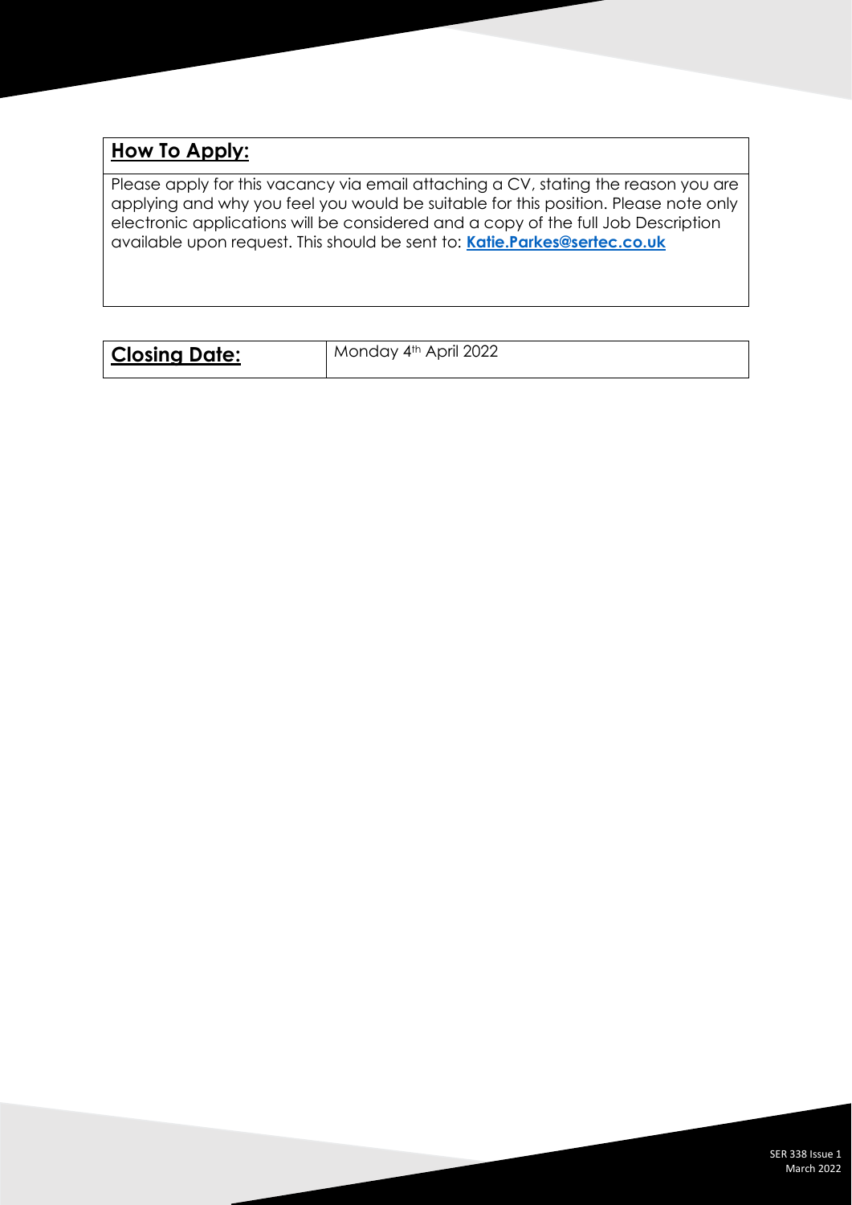## **How To Apply:**

Please apply for this vacancy via email attaching a CV, stating the reason you are applying and why you feel you would be suitable for this position. Please note only electronic applications will be considered and a copy of the full Job Description available upon request. This should be sent to: **Katie.Parkes@sertec.co.uk**

| | |
|---|---|
| **Closing Date:** | Monday 4th April 2022 |

SER 338 Issue 1
March 2022